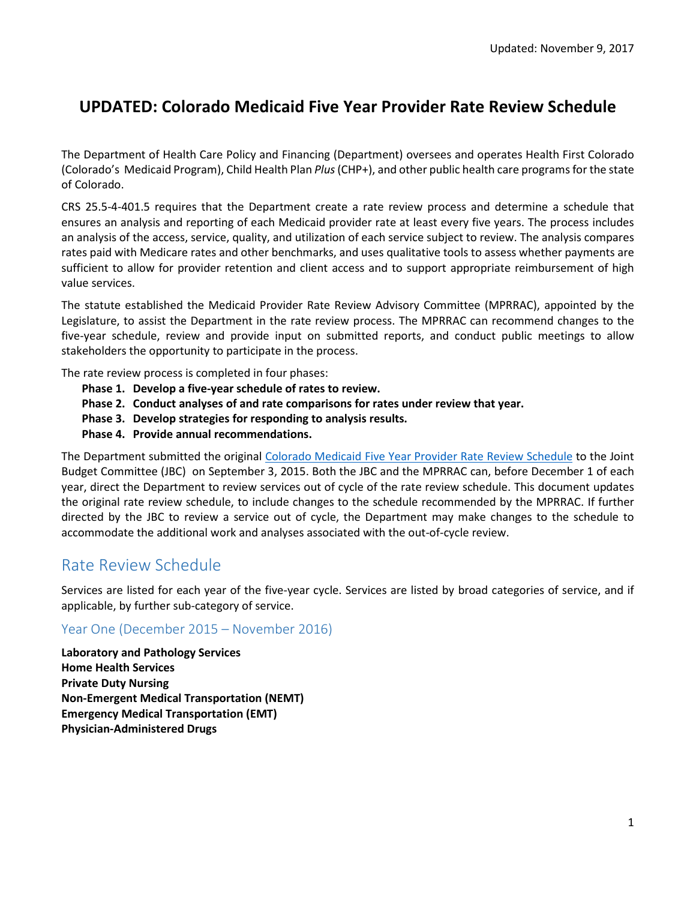Updated: November 9, 2017

# UPDATED: Colorado Medicaid Five Year Provider Rate Review Schedule

The Department of Health Care Policy and Financing (Department) oversees and operates Health First Colorado (Colorado's Medicaid Program), Child Health Plan *Plus* (CHP+), and other public health care programs for the state of Colorado.

CRS 25.5-4-401.5 requires that the Department create a rate review process and determine a schedule that ensures an analysis and reporting of each Medicaid provider rate at least every five years. The process includes an analysis of the access, service, quality, and utilization of each service subject to review. The analysis compares rates paid with Medicare rates and other benchmarks, and uses qualitative tools to assess whether payments are sufficient to allow for provider retention and client access and to support appropriate reimbursement of high value services.

The statute established the Medicaid Provider Rate Review Advisory Committee (MPRRAC), appointed by the Legislature, to assist the Department in the rate review process. The MPRRAC can recommend changes to the five-year schedule, review and provide input on submitted reports, and conduct public meetings to allow stakeholders the opportunity to participate in the process.

The rate review process is completed in four phases:

**Phase 1. Develop a five-year schedule of rates to review.**
**Phase 2. Conduct analyses of and rate comparisons for rates under review that year.**
**Phase 3. Develop strategies for responding to analysis results.**
**Phase 4. Provide annual recommendations.**

The Department submitted the original Colorado Medicaid Five Year Provider Rate Review Schedule to the Joint Budget Committee (JBC) on September 3, 2015. Both the JBC and the MPRRAC can, before December 1 of each year, direct the Department to review services out of cycle of the rate review schedule. This document updates the original rate review schedule, to include changes to the schedule recommended by the MPRRAC. If further directed by the JBC to review a service out of cycle, the Department may make changes to the schedule to accommodate the additional work and analyses associated with the out-of-cycle review.

## Rate Review Schedule

Services are listed for each year of the five-year cycle. Services are listed by broad categories of service, and if applicable, by further sub-category of service.

### Year One (December 2015 – November 2016)

**Laboratory and Pathology Services**
**Home Health Services**
**Private Duty Nursing**
**Non-Emergent Medical Transportation (NEMT)**
**Emergency Medical Transportation (EMT)**
**Physician-Administered Drugs**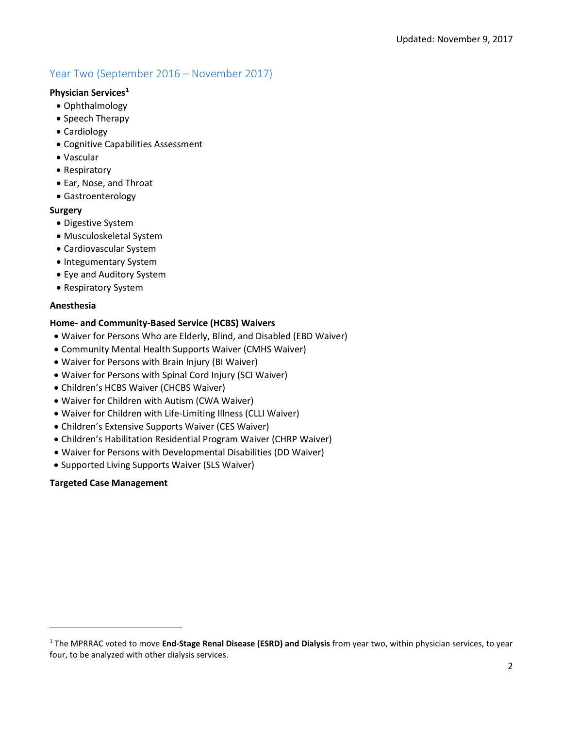## Year Two (September 2016 – November 2017)

**Physician Services**[1]

- Ophthalmology
- Speech Therapy
- Cardiology
- Cognitive Capabilities Assessment
- Vascular
- Respiratory
- Ear, Nose, and Throat
- Gastroenterology

**Surgery**

- Digestive System
- Musculoskeletal System
- Cardiovascular System
- Integumentary System
- Eye and Auditory System
- Respiratory System

**Anesthesia**

**Home- and Community-Based Service (HCBS) Waivers**

- Waiver for Persons Who are Elderly, Blind, and Disabled (EBD Waiver)
- Community Mental Health Supports Waiver (CMHS Waiver)
- Waiver for Persons with Brain Injury (BI Waiver)
- Waiver for Persons with Spinal Cord Injury (SCI Waiver)
- Children's HCBS Waiver (CHCBS Waiver)
- Waiver for Children with Autism (CWA Waiver)
- Waiver for Children with Life-Limiting Illness (CLLI Waiver)
- Children's Extensive Supports Waiver (CES Waiver)
- Children's Habilitation Residential Program Waiver (CHRP Waiver)
- Waiver for Persons with Developmental Disabilities (DD Waiver)
- Supported Living Supports Waiver (SLS Waiver)

**Targeted Case Management**

[1] The MPRRAC voted to move **End-Stage Renal Disease (ESRD) and Dialysis** from year two, within physician services, to year four, to be analyzed with other dialysis services.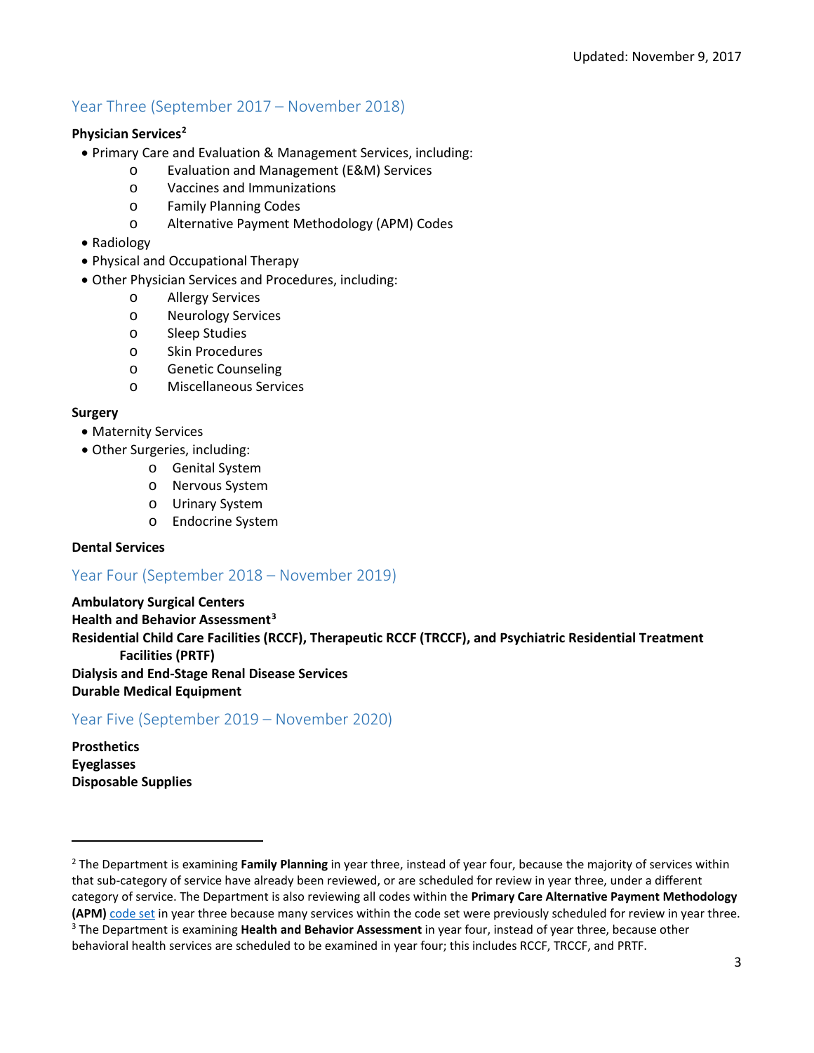## Year Three (September 2017 – November 2018)

**Physician Services**[2]

- Primary Care and Evaluation & Management Services, including:
  - Evaluation and Management (E&M) Services
  - Vaccines and Immunizations
  - Family Planning Codes
  - Alternative Payment Methodology (APM) Codes
- Radiology
- Physical and Occupational Therapy
- Other Physician Services and Procedures, including:
  - Allergy Services
  - Neurology Services
  - Sleep Studies
  - Skin Procedures
  - Genetic Counseling
  - Miscellaneous Services

**Surgery**

- Maternity Services
- Other Surgeries, including:
  - Genital System
  - Nervous System
  - Urinary System
  - Endocrine System

**Dental Services**

## Year Four (September 2018 – November 2019)

**Ambulatory Surgical Centers**
**Health and Behavior Assessment**[3]
**Residential Child Care Facilities (RCCF), Therapeutic RCCF (TRCCF), and Psychiatric Residential Treatment Facilities (PRTF)**
**Dialysis and End-Stage Renal Disease Services**
**Durable Medical Equipment**

## Year Five (September 2019 – November 2020)

**Prosthetics**
**Eyeglasses**
**Disposable Supplies**

---

[2] The Department is examining **Family Planning** in year three, instead of year four, because the majority of services within that sub-category of service have already been reviewed, or are scheduled for review in year three, under a different category of service. The Department is also reviewing all codes within the **Primary Care Alternative Payment Methodology (APM)** code set in year three because many services within the code set were previously scheduled for review in year three.

[3] The Department is examining **Health and Behavior Assessment** in year four, instead of year three, because other behavioral health services are scheduled to be examined in year four; this includes RCCF, TRCCF, and PRTF.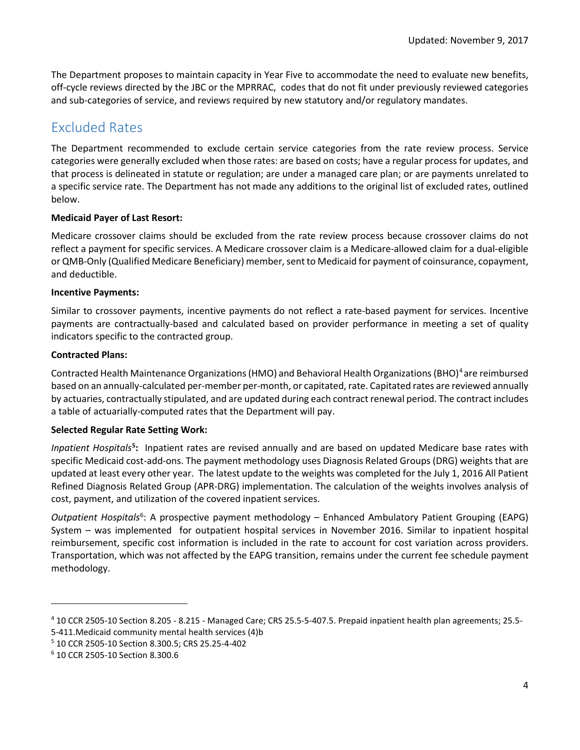The Department proposes to maintain capacity in Year Five to accommodate the need to evaluate new benefits, off-cycle reviews directed by the JBC or the MPRRAC, codes that do not fit under previously reviewed categories and sub-categories of service, and reviews required by new statutory and/or regulatory mandates.

## Excluded Rates

The Department recommended to exclude certain service categories from the rate review process. Service categories were generally excluded when those rates: are based on costs; have a regular process for updates, and that process is delineated in statute or regulation; are under a managed care plan; or are payments unrelated to a specific service rate. The Department has not made any additions to the original list of excluded rates, outlined below.

**Medicaid Payer of Last Resort:**

Medicare crossover claims should be excluded from the rate review process because crossover claims do not reflect a payment for specific services. A Medicare crossover claim is a Medicare-allowed claim for a dual-eligible or QMB-Only (Qualified Medicare Beneficiary) member, sent to Medicaid for payment of coinsurance, copayment, and deductible.

**Incentive Payments:**

Similar to crossover payments, incentive payments do not reflect a rate-based payment for services. Incentive payments are contractually-based and calculated based on provider performance in meeting a set of quality indicators specific to the contracted group.

**Contracted Plans:**

Contracted Health Maintenance Organizations (HMO) and Behavioral Health Organizations (BHO)[4] are reimbursed based on an annually-calculated per-member per-month, or capitated, rate. Capitated rates are reviewed annually by actuaries, contractually stipulated, and are updated during each contract renewal period. The contract includes a table of actuarially-computed rates that the Department will pay.

**Selected Regular Rate Setting Work:**

*Inpatient Hospitals*[5]**:** Inpatient rates are revised annually and are based on updated Medicare base rates with specific Medicaid cost-add-ons. The payment methodology uses Diagnosis Related Groups (DRG) weights that are updated at least every other year. The latest update to the weights was completed for the July 1, 2016 All Patient Refined Diagnosis Related Group (APR-DRG) implementation. The calculation of the weights involves analysis of cost, payment, and utilization of the covered inpatient services.

*Outpatient Hospitals*[6]: A prospective payment methodology – Enhanced Ambulatory Patient Grouping (EAPG) System – was implemented for outpatient hospital services in November 2016. Similar to inpatient hospital reimbursement, specific cost information is included in the rate to account for cost variation across providers. Transportation, which was not affected by the EAPG transition, remains under the current fee schedule payment methodology.

---

[4] 10 CCR 2505-10 Section 8.205 - 8.215 - Managed Care; CRS 25.5-5-407.5. Prepaid inpatient health plan agreements; 25.5-5-411.Medicaid community mental health services (4)b

[5] 10 CCR 2505-10 Section 8.300.5; CRS 25.25-4-402

[6] 10 CCR 2505-10 Section 8.300.6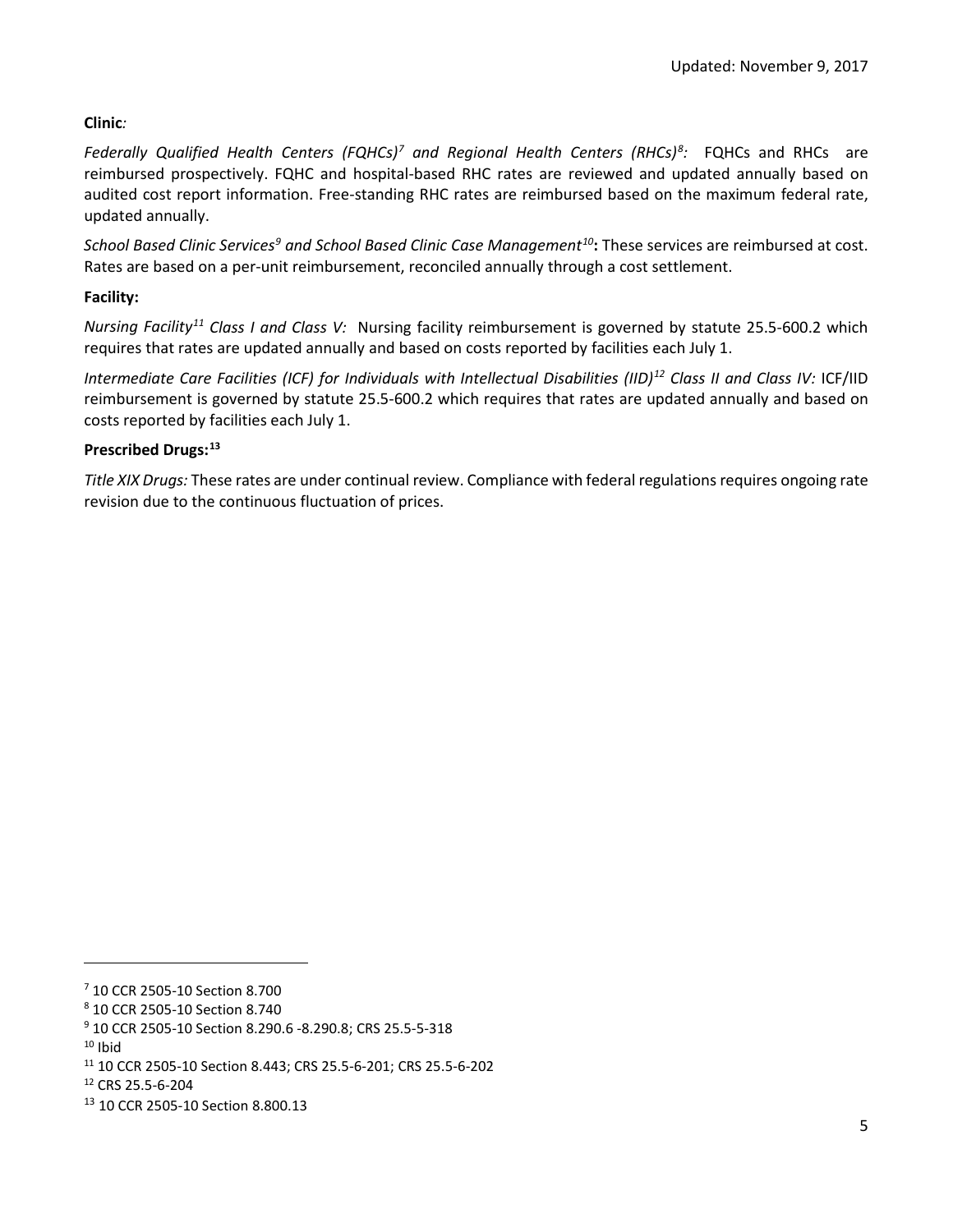**Clinic*:***

*Federally Qualified Health Centers (FQHCs)*[7] *and Regional Health Centers (RHCs)*[8]*:* FQHCs and RHCs are reimbursed prospectively. FQHC and hospital-based RHC rates are reviewed and updated annually based on audited cost report information. Free-standing RHC rates are reimbursed based on the maximum federal rate, updated annually.

*School Based Clinic Services*[9] *and School Based Clinic Case Management*[10]**:** These services are reimbursed at cost. Rates are based on a per-unit reimbursement, reconciled annually through a cost settlement.

**Facility:**

*Nursing Facility*[11] *Class I and Class V:* Nursing facility reimbursement is governed by statute 25.5-600.2 which requires that rates are updated annually and based on costs reported by facilities each July 1.

*Intermediate Care Facilities (ICF) for Individuals with Intellectual Disabilities (IID)*[12] *Class II and Class IV:* ICF/IID reimbursement is governed by statute 25.5-600.2 which requires that rates are updated annually and based on costs reported by facilities each July 1.

**Prescribed Drugs:**[13]

*Title XIX Drugs:* These rates are under continual review. Compliance with federal regulations requires ongoing rate revision due to the continuous fluctuation of prices.

---

[7] 10 CCR 2505-10 Section 8.700

[8] 10 CCR 2505-10 Section 8.740

[9] 10 CCR 2505-10 Section 8.290.6 -8.290.8; CRS 25.5-5-318

[10] Ibid

[11] 10 CCR 2505-10 Section 8.443; CRS 25.5-6-201; CRS 25.5-6-202

[12] CRS 25.5-6-204

[13] 10 CCR 2505-10 Section 8.800.13